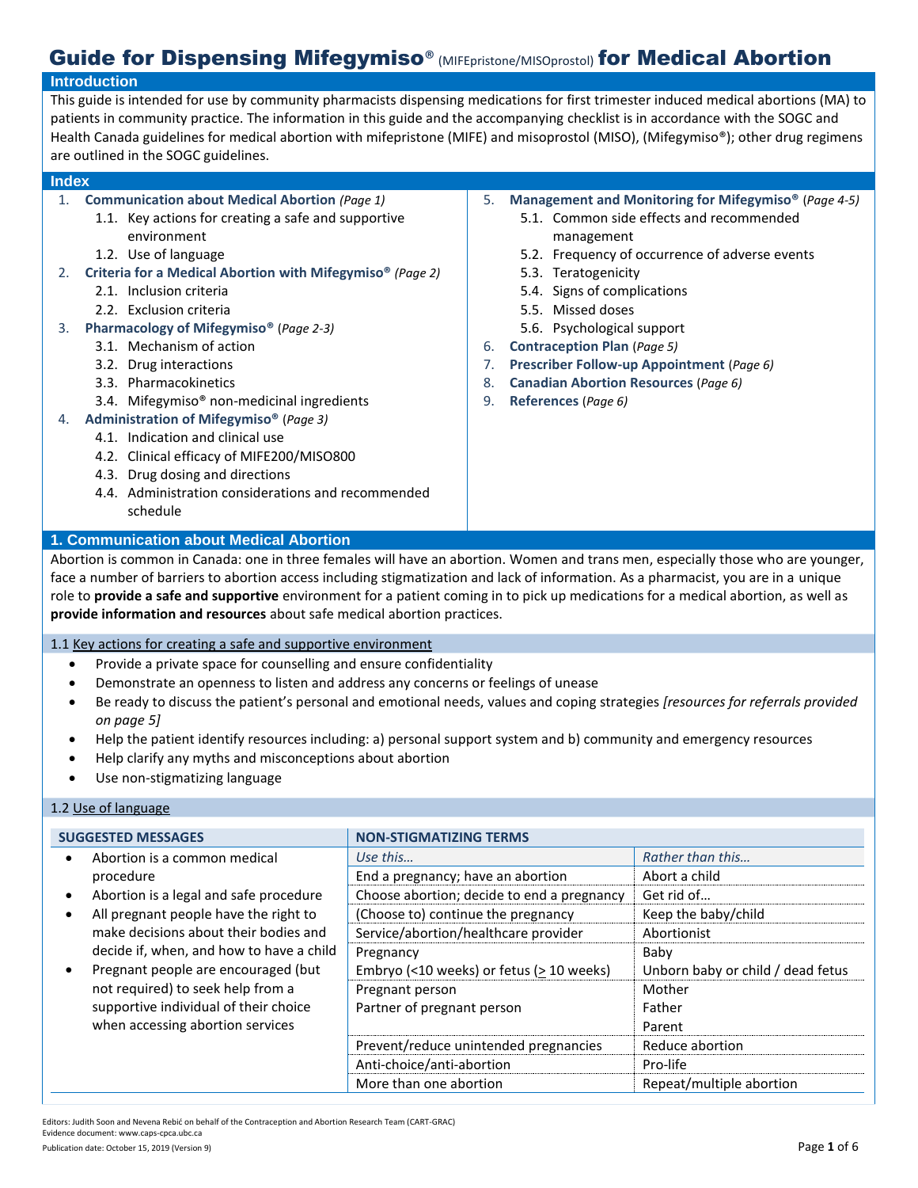# Guide for Dispensing Mifegymiso® (MIFEpristone/MISOprostol) for Medical Abortion

## Introduction

This guide is intended for use by community pharmacists dispensing medications for first trimester induced medical abortions (MA) to patients in community practice. The information in this guide and the accompanying checklist is in accordance with the SOGC and Health Canada guidelines for medical abortion with mifepristone (MIFE) and misoprostol (MISO), (Mifegymiso®); other drug regimens are outlined in the SOGC guidelines.

## Index

1. **Communication about Medical Abortion** *(Page 1)*
   1.1. Key actions for creating a safe and supportive environment
   1.2. Use of language
2. **Criteria for a Medical Abortion with Mifegymiso®** *(Page 2)*
   2.1. Inclusion criteria
   2.2. Exclusion criteria
3. **Pharmacology of Mifegymiso®** *(Page 2-3)*
   3.1. Mechanism of action
   3.2. Drug interactions
   3.3. Pharmacokinetics
   3.4. Mifegymiso® non-medicinal ingredients
4. **Administration of Mifegymiso®** *(Page 3)*
   4.1. Indication and clinical use
   4.2. Clinical efficacy of MIFE200/MISO800
   4.3. Drug dosing and directions
   4.4. Administration considerations and recommended schedule
5. **Management and Monitoring for Mifegymiso®** *(Page 4-5)*
   5.1. Common side effects and recommended management
   5.2. Frequency of occurrence of adverse events
   5.3. Teratogenicity
   5.4. Signs of complications
   5.5. Missed doses
   5.6. Psychological support
6. **Contraception Plan** *(Page 5)*
7. **Prescriber Follow-up Appointment** *(Page 6)*
8. **Canadian Abortion Resources** *(Page 6)*
9. **References** *(Page 6)*

## 1. Communication about Medical Abortion

Abortion is common in Canada: one in three females will have an abortion. Women and trans men, especially those who are younger, face a number of barriers to abortion access including stigmatization and lack of information. As a pharmacist, you are in a unique role to **provide a safe and supportive** environment for a patient coming in to pick up medications for a medical abortion, as well as **provide information and resources** about safe medical abortion practices.

### 1.1 Key actions for creating a safe and supportive environment

- Provide a private space for counselling and ensure confidentiality
- Demonstrate an openness to listen and address any concerns or feelings of unease
- Be ready to discuss the patient's personal and emotional needs, values and coping strategies *[resources for referrals provided on page 5]*
- Help the patient identify resources including: a) personal support system and b) community and emergency resources
- Help clarify any myths and misconceptions about abortion
- Use non-stigmatizing language

### 1.2 Use of language

**SUGGESTED MESSAGES**

- Abortion is a common medical procedure
- Abortion is a legal and safe procedure
- All pregnant people have the right to make decisions about their bodies and decide if, when, and how to have a child
- Pregnant people are encouraged (but not required) to seek help from a supportive individual of their choice when accessing abortion services

**NON-STIGMATIZING TERMS**

| *Use this…* | *Rather than this…* |
|---|---|
| End a pregnancy; have an abortion | Abort a child |
| Choose abortion; decide to end a pregnancy | Get rid of… |
| (Choose to) continue the pregnancy | Keep the baby/child |
| Service/healthcare provider | Abortionist |
| Pregnancy<br>Embryo (<10 weeks) or fetus (≥ 10 weeks) | Baby<br>Unborn baby or child / dead fetus |
| Pregnant person<br>Partner of pregnant person | Mother<br>Father<br>Parent |
| Prevent/reduce unintended pregnancies | Reduce abortion |
| Anti-choice/anti-abortion | Pro-life |
| More than one abortion | Repeat/multiple abortion |

Editors: Judith Soon and Nevena Rebić on behalf of the Contraception and Abortion Research Team (CART-GRAC)
Evidence document: www.caps-cpca.ubc.ca
Publication date: October 15, 2019 (Version 9)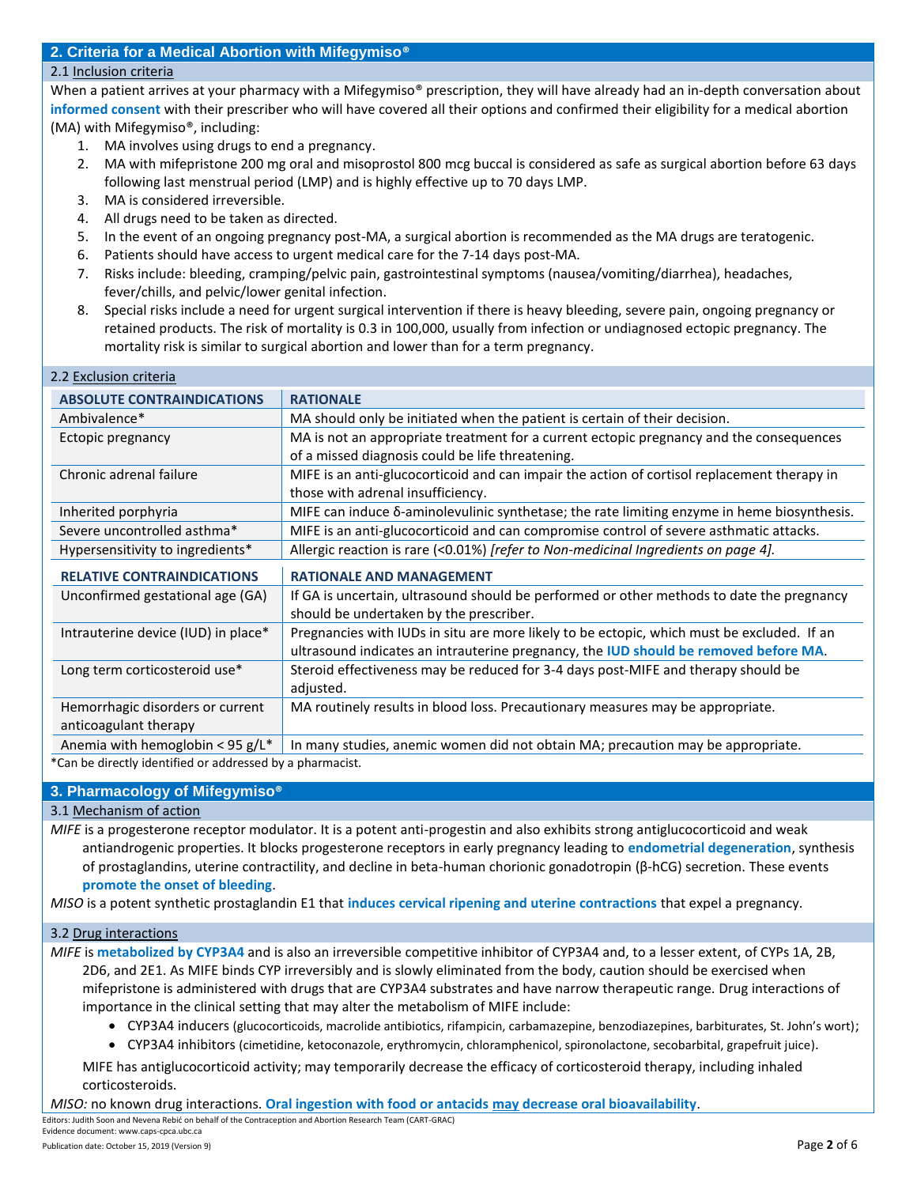## 2. Criteria for a Medical Abortion with Mifegymiso®

### 2.1 Inclusion criteria

When a patient arrives at your pharmacy with a Mifegymiso® prescription, they will have already had an in-depth conversation about **informed consent** with their prescriber who will have covered all their options and confirmed their eligibility for a medical abortion (MA) with Mifegymiso®, including:

1. MA involves using drugs to end a pregnancy.
2. MA with mifepristone 200 mg oral and misoprostol 800 mcg buccal is considered as safe as surgical abortion before 63 days following last menstrual period (LMP) and is highly effective up to 70 days LMP.
3. MA is considered irreversible.
4. All drugs need to be taken as directed.
5. In the event of an ongoing pregnancy post-MA, a surgical abortion is recommended as the MA drugs are teratogenic.
6. Patients should have access to urgent medical care for the 7-14 days post-MA.
7. Risks include: bleeding, cramping/pelvic pain, gastrointestinal symptoms (nausea/vomiting/diarrhea), headaches, fever/chills, and pelvic/lower genital infection.
8. Special risks include a need for urgent surgical intervention if there is heavy bleeding, severe pain, ongoing pregnancy or retained products. The risk of mortality is 0.3 in 100,000, usually from infection or undiagnosed ectopic pregnancy. The mortality risk is similar to surgical abortion and lower than for a term pregnancy.

### 2.2 Exclusion criteria

| ABSOLUTE CONTRAINDICATIONS | RATIONALE |
|---|---|
| Ambivalence* | MA should only be initiated when the patient is certain of their decision. |
| Ectopic pregnancy | MA is not an appropriate treatment for a current ectopic pregnancy and the consequences of a missed diagnosis could be life threatening. |
| Chronic adrenal failure | MIFE is an anti-glucocorticoid and can impair the action of cortisol replacement therapy in those with adrenal insufficiency. |
| Inherited porphyria | MIFE can induce δ-aminolevulinic synthetase; the rate limiting enzyme in heme biosynthesis. |
| Severe uncontrolled asthma* | MIFE is an anti-glucocorticoid and can compromise control of severe asthmatic attacks. |
| Hypersensitivity to ingredients* | Allergic reaction is rare (<0.01%) *[refer to Non-medicinal Ingredients on page 4].* |
| **RELATIVE CONTRAINDICATIONS** | **RATIONALE AND MANAGEMENT** |
| Unconfirmed gestational age (GA) | If GA is uncertain, ultrasound should be performed or other methods to date the pregnancy should be undertaken by the prescriber. |
| Intrauterine device (IUD) in place* | Pregnancies with IUDs in situ are more likely to be ectopic, which must be excluded. If an ultrasound indicates an intrauterine pregnancy, the **IUD should be removed before MA**. |
| Long term corticosteroid use* | Steroid effectiveness may be reduced for 3-4 days post-MIFE and therapy should be adjusted. |
| Hemorrhagic disorders or current anticoagulant therapy | MA routinely results in blood loss. Precautionary measures may be appropriate. |
| Anemia with hemoglobin < 95 g/L* | In many studies, anemic women did not obtain MA; precaution may be appropriate. |

*Can be directly identified or addressed by a pharmacist.

## 3. Pharmacology of Mifegymiso®

### 3.1 Mechanism of action

*MIFE* is a progesterone receptor modulator. It is a potent anti-progestin and also exhibits strong antiglucocorticoid and weak antiandrogenic properties. It blocks progesterone receptors in early pregnancy leading to **endometrial degeneration**, synthesis of prostaglandins, uterine contractility, and decline in beta-human chorionic gonadotropin (β-hCG) secretion. These events **promote the onset of bleeding**.

*MISO* is a potent synthetic prostaglandin E1 that **induces cervical ripening and uterine contractions** that expel a pregnancy.

### 3.2 Drug interactions

*MIFE* is **metabolized by CYP3A4** and is also an irreversible competitive inhibitor of CYP3A4 and, to a lesser extent, of CYPs 1A, 2B, 2D6, and 2E1. As MIFE binds CYP irreversibly and is slowly eliminated from the body, caution should be exercised when mifepristone is administered with drugs that are CYP3A4 substrates and have narrow therapeutic range. Drug interactions of importance in the clinical setting that may alter the metabolism of MIFE include:

- CYP3A4 inducers (glucocorticoids, macrolide antibiotics, rifampicin, carbamazepine, benzodiazepines, barbiturates, St. John's wort);
- CYP3A4 inhibitors (cimetidine, ketoconazole, erythromycin, chloramphenicol, spironolactone, secobarbital, grapefruit juice).

MIFE has antiglucocorticoid activity; may temporarily decrease the efficacy of corticosteroid therapy, including inhaled corticosteroids.

*MISO:* no known drug interactions. **Oral ingestion with food or antacids <u>may</u> decrease oral bioavailability**.

Editors: Judith Soon and Nevena Rebić on behalf of the Contraception and Abortion Research Team (CART-GRAC)
Evidence document: www.caps-cpca.ubc.ca
Publication date: October 15, 2019 (Version 9)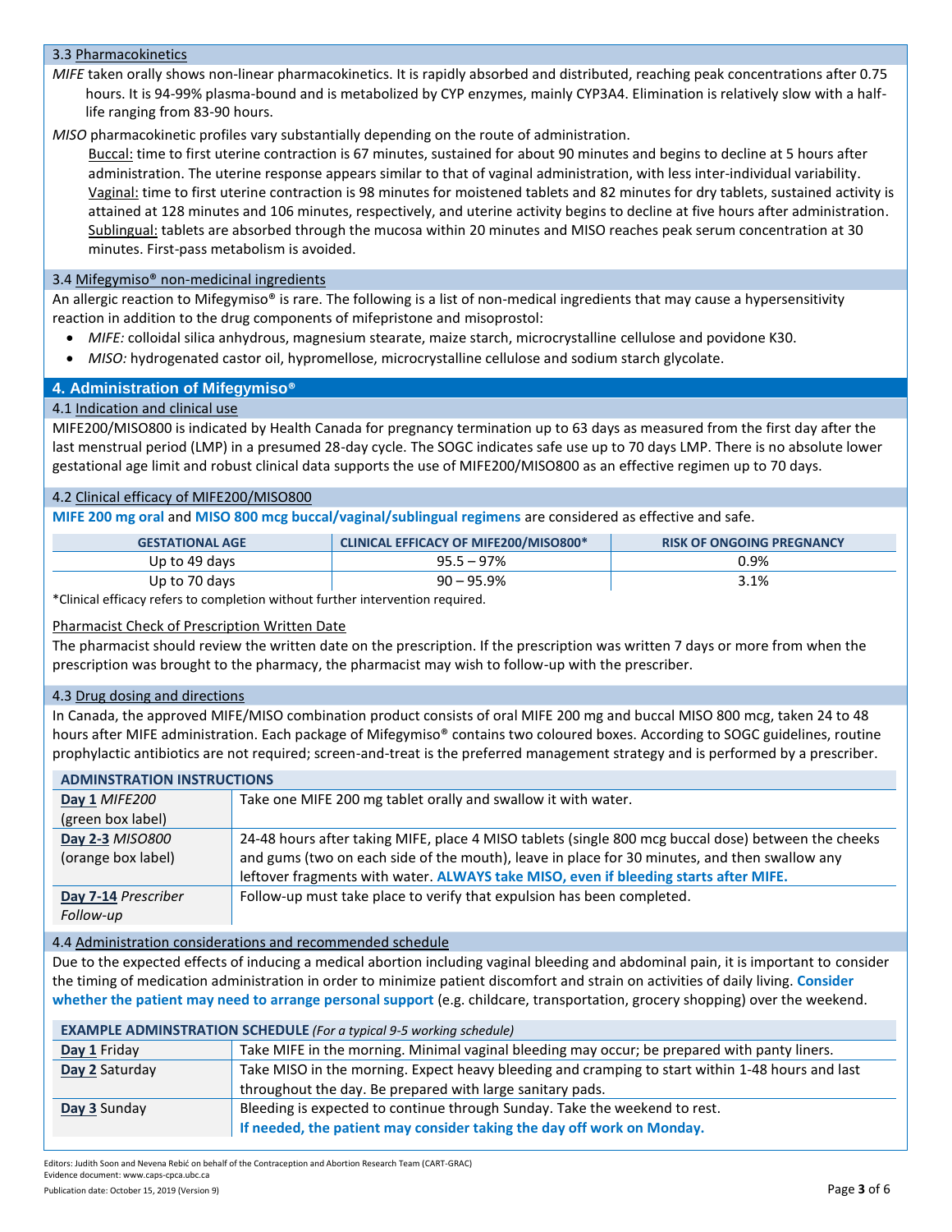### 3.3 Pharmacokinetics

*MIFE* taken orally shows non-linear pharmacokinetics. It is rapidly absorbed and distributed, reaching peak concentrations after 0.75 hours. It is 94-99% plasma-bound and is metabolized by CYP enzymes, mainly CYP3A4. Elimination is relatively slow with a half-life ranging from 83-90 hours.

*MISO* pharmacokinetic profiles vary substantially depending on the route of administration.

Buccal: time to first uterine contraction is 67 minutes, sustained for about 90 minutes and begins to decline at 5 hours after administration. The uterine response appears similar to that of vaginal administration, with less inter-individual variability.

Vaginal: time to first uterine contraction is 98 minutes for moistened tablets and 82 minutes for dry tablets, sustained activity is attained at 128 minutes and 106 minutes, respectively, and uterine activity begins to decline at five hours after administration.

Sublingual: tablets are absorbed through the mucosa within 20 minutes and MISO reaches peak serum concentration at 30 minutes. First-pass metabolism is avoided.

### 3.4 Mifegymiso® non-medicinal ingredients

An allergic reaction to Mifegymiso® is rare. The following is a list of non-medical ingredients that may cause a hypersensitivity reaction in addition to the drug components of mifepristone and misoprostol:

- *MIFE:* colloidal silica anhydrous, magnesium stearate, maize starch, microcrystalline cellulose and povidone K30.
- *MISO:* hydrogenated castor oil, hypromellose, microcrystalline cellulose and sodium starch glycolate.

## 4. Administration of Mifegymiso®

### 4.1 Indication and clinical use

MIFE200/MISO800 is indicated by Health Canada for pregnancy termination up to 63 days as measured from the first day after the last menstrual period (LMP) in a presumed 28-day cycle. The SOGC indicates safe use up to 70 days LMP. There is no absolute lower gestational age limit and robust clinical data supports the use of MIFE200/MISO800 as an effective regimen up to 70 days.

### 4.2 Clinical efficacy of MIFE200/MISO800

**MIFE 200 mg oral** and **MISO 800 mcg buccal/vaginal/sublingual regimens** are considered as effective and safe.

| GESTATIONAL AGE | CLINICAL EFFICACY OF MIFE200/MISO800* | RISK OF ONGOING PREGNANCY |
|---|---|---|
| Up to 49 days | 95.5 – 97% | 0.9% |
| Up to 70 days | 90 – 95.9% | 3.1% |

*Clinical efficacy refers to completion without further intervention required.

Pharmacist Check of Prescription Written Date

The pharmacist should review the written date on the prescription. If the prescription was written 7 days or more from when the prescription was brought to the pharmacy, the pharmacist may wish to follow-up with the prescriber.

### 4.3 Drug dosing and directions

In Canada, the approved MIFE/MISO combination product consists of oral MIFE 200 mg and buccal MISO 800 mcg, taken 24 to 48 hours after MIFE administration. Each package of Mifegymiso® contains two coloured boxes. According to SOGC guidelines, routine prophylactic antibiotics are not required; screen-and-treat is the preferred management strategy and is performed by a prescriber.

| ADMINSTRATION INSTRUCTIONS | |
|---|---|
| **Day 1** *MIFE200* (green box label) | Take one MIFE 200 mg tablet orally and swallow it with water. |
| **Day 2-3** *MISO800* (orange box label) | 24-48 hours after taking MIFE, place 4 MISO tablets (single 800 mcg buccal dose) between the cheeks and gums (two on each side of the mouth), leave in place for 30 minutes, and then swallow any leftover fragments with water. **ALWAYS take MISO, even if bleeding starts after MIFE.** |
| **Day 7-14** *Prescriber Follow-up* | Follow-up must take place to verify that expulsion has been completed. |

### 4.4 Administration considerations and recommended schedule

Due to the expected effects of inducing a medical abortion including vaginal bleeding and abdominal pain, it is important to consider the timing of medication administration in order to minimize patient discomfort and strain on activities of daily living. **Consider whether the patient may need to arrange personal support** (e.g. childcare, transportation, grocery shopping) over the weekend.

| EXAMPLE ADMINSTRATION SCHEDULE *(For a typical 9-5 working schedule)* | |
|---|---|
| **Day 1** Friday | Take MIFE in the morning. Minimal vaginal bleeding may occur; be prepared with panty liners. |
| **Day 2** Saturday | Take MISO in the morning. Expect heavy bleeding and cramping to start within 1-48 hours and last throughout the day. Be prepared with large sanitary pads. |
| **Day 3** Sunday | Bleeding is expected to continue through Sunday. Take the weekend to rest. **If needed, the patient may consider taking the day off work on Monday.** |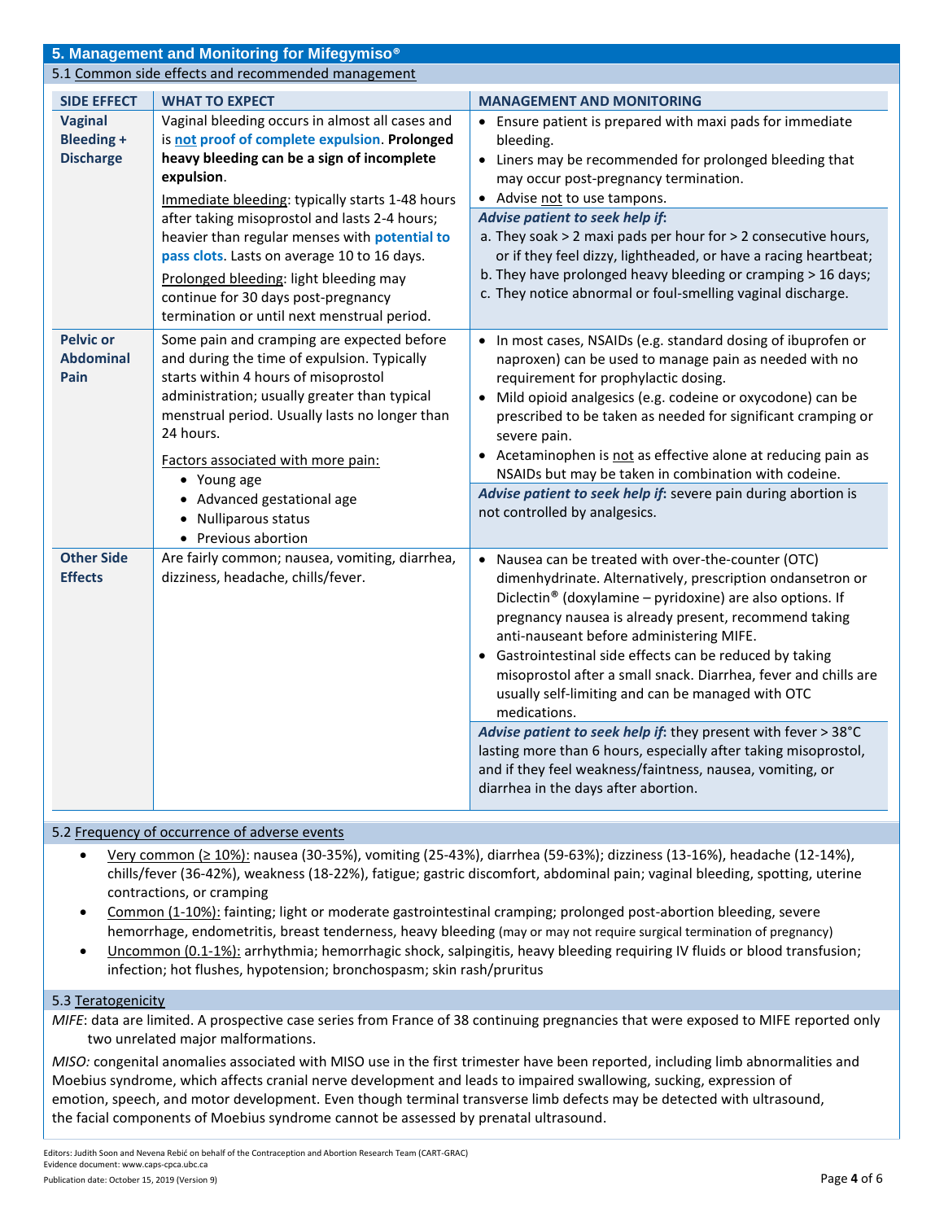## 5. Management and Monitoring for Mifegymiso®

### 5.1 Common side effects and recommended management

| SIDE EFFECT | WHAT TO EXPECT | MANAGEMENT AND MONITORING |
|---|---|---|
| **Vaginal Bleeding + Discharge** | Vaginal bleeding occurs in almost all cases and is **not proof of complete expulsion**. **Prolonged heavy bleeding can be a sign of incomplete expulsion**.<br><br>Immediate bleeding: typically starts 1-48 hours after taking misoprostol and lasts 2-4 hours; heavier than regular menses with **potential to pass clots**. Lasts on average 10 to 16 days.<br><br>Prolonged bleeding: light bleeding may continue for 30 days post-pregnancy termination or until next menstrual period. | • Ensure patient is prepared with maxi pads for immediate bleeding.<br>• Liners may be recommended for prolonged bleeding that may occur post-pregnancy termination.<br>• Advise not to use tampons.<br><br>***Advise patient to seek help if*:**<br>a. They soak > 2 maxi pads per hour for > 2 consecutive hours, or if they feel dizzy, lightheaded, or have a racing heartbeat;<br>b. They have prolonged heavy bleeding or cramping > 16 days;<br>c. They notice abnormal or foul-smelling vaginal discharge. |
| **Pelvic or Abdominal Pain** | Some pain and cramping are expected before and during the time of expulsion. Typically starts within 4 hours of misoprostol administration; usually greater than typical menstrual period. Usually lasts no longer than 24 hours.<br><br>Factors associated with more pain:<br>• Young age<br>• Advanced gestational age<br>• Nulliparous status<br>• Previous abortion | • In most cases, NSAIDs (e.g. standard dosing of ibuprofen or naproxen) can be used to manage pain as needed with no requirement for prophylactic dosing.<br>• Mild opioid analgesics (e.g. codeine or oxycodone) can be prescribed to be taken as needed for significant cramping or severe pain.<br>• Acetaminophen is not as effective alone at reducing pain as NSAIDs but may be taken in combination with codeine.<br><br>***Advise patient to seek help if*:** severe pain during abortion is not controlled by analgesics. |
| **Other Side Effects** | Are fairly common; nausea, vomiting, diarrhea, dizziness, headache, chills/fever. | • Nausea can be treated with over-the-counter (OTC) dimenhydrinate. Alternatively, prescription ondansetron or Diclectin® (doxylamine – pyridoxine) are also options. If pregnancy nausea is already present, recommend taking anti-nauseant before administering MIFE.<br>• Gastrointestinal side effects can be reduced by taking misoprostol after a small snack. Diarrhea, fever and chills are usually self-limiting and can be managed with OTC medications.<br><br>***Advise patient to seek help if*:** they present with fever > 38°C lasting more than 6 hours, especially after taking misoprostol, and if they feel weakness/faintness, nausea, vomiting, or diarrhea in the days after abortion. |

### 5.2 Frequency of occurrence of adverse events

- Very common (≥ 10%): nausea (30-35%), vomiting (25-43%), diarrhea (59-63%); dizziness (13-16%), headache (12-14%), chills/fever (36-42%), weakness (18-22%), fatigue; gastric discomfort, abdominal pain; vaginal bleeding, spotting, uterine contractions, or cramping
- Common (1-10%): fainting; light or moderate gastrointestinal cramping; prolonged post-abortion bleeding, severe hemorrhage, endometritis, breast tenderness, heavy bleeding (may or may not require surgical termination of pregnancy)
- Uncommon (0.1-1%): arrhythmia; hemorrhagic shock, salpingitis, heavy bleeding requiring IV fluids or blood transfusion; infection; hot flushes, hypotension; bronchospasm; skin rash/pruritus

### 5.3 Teratogenicity

*MIFE*: data are limited. A prospective case series from France of 38 continuing pregnancies that were exposed to MIFE reported only two unrelated major malformations.

*MISO:* congenital anomalies associated with MISO use in the first trimester have been reported, including limb abnormalities and Moebius syndrome, which affects cranial nerve development and leads to impaired swallowing, sucking, expression of emotion, speech, and motor development. Even though terminal transverse limb defects may be detected with ultrasound, the facial components of Moebius syndrome cannot be assessed by prenatal ultrasound.

Editors: Judith Soon and Nevena Rebić on behalf of the Contraception and Abortion Research Team (CART-GRAC)
Evidence document: www.caps-cpca.ubc.ca
Publication date: October 15, 2019 (Version 9)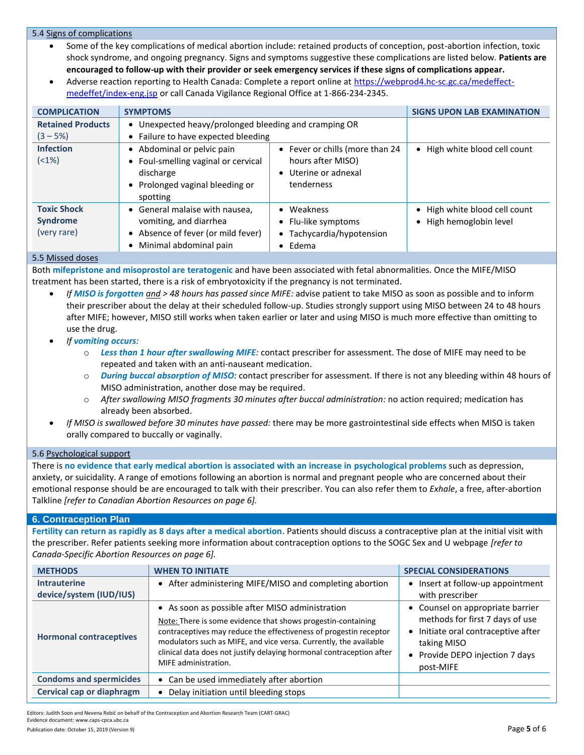### 5.4 Signs of complications

- Some of the key complications of medical abortion include: retained products of conception, post-abortion infection, toxic shock syndrome, and ongoing pregnancy. Signs and symptoms suggestive these complications are listed below. **Patients are encouraged to follow-up with their provider or seek emergency services if these signs of complications appear.**
- Adverse reaction reporting to Health Canada: Complete a report online at https://webprod4.hc-sc.gc.ca/medeffect-medeffet/index-eng.jsp or call Canada Vigilance Regional Office at 1-866-234-2345.

| COMPLICATION | SYMPTOMS | | SIGNS UPON LAB EXAMINATION |
|---|---|---|---|
| **Retained Products** (3 – 5%) | • Unexpected heavy/prolonged bleeding and cramping OR<br>• Failure to have expected bleeding | | |
| **Infection** (<1%) | • Abdominal or pelvic pain<br>• Foul-smelling vaginal or cervical discharge<br>• Prolonged vaginal bleeding or spotting | • Fever or chills (more than 24 hours after MISO)<br>• Uterine or adnexal tenderness | • High white blood cell count |
| **Toxic Shock Syndrome** (very rare) | • General malaise with nausea, vomiting, and diarrhea<br>• Absence of fever (or mild fever)<br>• Minimal abdominal pain | • Weakness<br>• Flu-like symptoms<br>• Tachycardia/hypotension<br>• Edema | • High white blood cell count<br>• High hemoglobin level |

### 5.5 Missed doses

Both **mifepristone and misoprostol are teratogenic** and have been associated with fetal abnormalities. Once the MIFE/MISO treatment has been started, there is a risk of embryotoxicity if the pregnancy is not terminated.

- *If **MISO is forgotten** and > 48 hours has passed since MIFE:* advise patient to take MISO as soon as possible and to inform their prescriber about the delay at their scheduled follow-up. Studies strongly support using MISO between 24 to 48 hours after MIFE; however, MISO still works when taken earlier or later and using MISO is much more effective than omitting to use the drug.
- *If **vomiting occurs**:*
  - ***Less than 1 hour after swallowing MIFE:*** contact prescriber for assessment. The dose of MIFE may need to be repeated and taken with an anti-nauseant medication.
  - ***During buccal absorption of MISO:*** contact prescriber for assessment. If there is not any bleeding within 48 hours of MISO administration, another dose may be required.
  - *After swallowing MISO fragments 30 minutes after buccal administration:* no action required; medication has already been absorbed.
- *If MISO is swallowed before 30 minutes have passed:* there may be more gastrointestinal side effects when MISO is taken orally compared to buccally or vaginally.

### 5.6 Psychological support

There is **no evidence that early medical abortion is associated with an increase in psychological problems** such as depression, anxiety, or suicidality. A range of emotions following an abortion is normal and pregnant people who are concerned about their emotional response should be are encouraged to talk with their prescriber. You can also refer them to *Exhale*, a free, after-abortion Talkline *[refer to Canadian Abortion Resources on page 6].*

## 6. Contraception Plan

**Fertility can return as rapidly as 8 days after a medical abortion**. Patients should discuss a contraceptive plan at the initial visit with the prescriber. Refer patients seeking more information about contraception options to the SOGC Sex and U webpage *[refer to Canada-Specific Abortion Resources on page 6].*

| METHODS | WHEN TO INITIATE | SPECIAL CONSIDERATIONS |
|---|---|---|
| **Intrauterine device/system (IUD/IUS)** | • After administering MIFE/MISO and completing abortion | • Insert at follow-up appointment with prescriber |
| **Hormonal contraceptives** | • As soon as possible after MISO administration<br>Note: There is some evidence that shows progestin-containing contraceptives may reduce the effectiveness of progestin receptor modulators such as MIFE, and vice versa. Currently, the available clinical data does not justify delaying hormonal contraception after MIFE administration. | • Counsel on appropriate barrier methods for first 7 days of use<br>• Initiate oral contraceptive after taking MISO<br>• Provide DEPO injection 7 days post-MIFE |
| **Condoms and spermicides** | • Can be used immediately after abortion | |
| **Cervical cap or diaphragm** | • Delay initiation until bleeding stops | |

Editors: Judith Soon and Nevena Rebić on behalf of the Contraception and Abortion Research Team (CART-GRAC)
Evidence document: www.caps-cpca.ubc.ca
Publication date: October 15, 2019 (Version 9)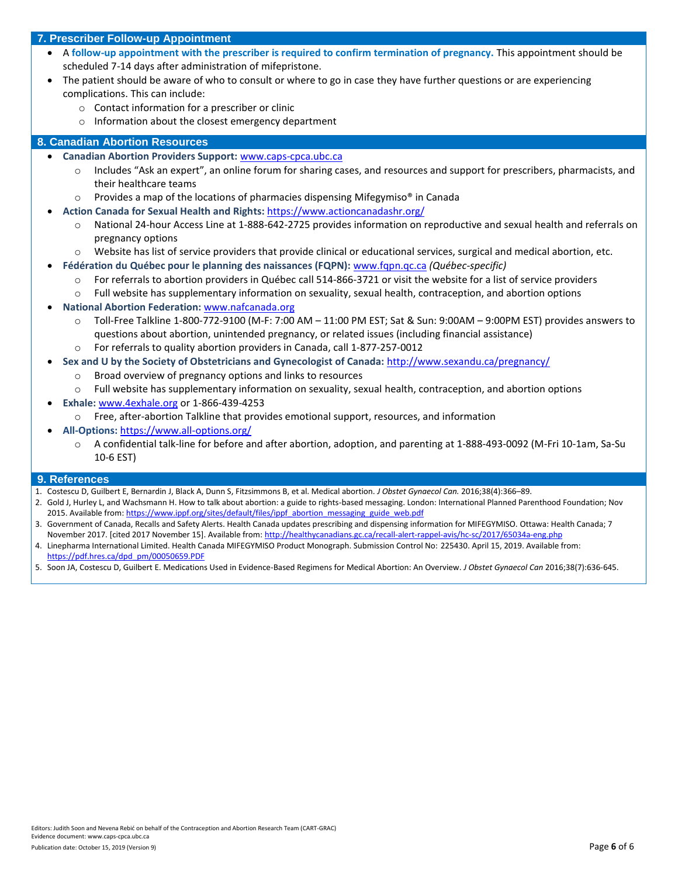## 7. Prescriber Follow-up Appointment

- A **follow-up appointment with the prescriber is required to confirm termination of pregnancy.** This appointment should be scheduled 7-14 days after administration of mifepristone.
- The patient should be aware of who to consult or where to go in case they have further questions or are experiencing complications. This can include:
  - Contact information for a prescriber or clinic
  - Information about the closest emergency department

## 8. Canadian Abortion Resources

- **Canadian Abortion Providers Support:** www.caps-cpca.ubc.ca
  - Includes "Ask an expert", an online forum for sharing cases, and resources and support for prescribers, pharmacists, and their healthcare teams
  - Provides a map of the locations of pharmacies dispensing Mifegymiso® in Canada
- **Action Canada for Sexual Health and Rights:** https://www.actioncanadashr.org/
  - National 24-hour Access Line at 1-888-642-2725 provides information on reproductive and sexual health and referrals on pregnancy options
  - Website has list of service providers that provide clinical or educational services, surgical and medical abortion, etc.
- **Fédération du Québec pour le planning des naissances (FQPN):** www.fqpn.qc.ca *(Québec-specific)*
  - For referrals to abortion providers in Québec call 514-866-3721 or visit the website for a list of service providers
  - Full website has supplementary information on sexuality, sexual health, contraception, and abortion options
- **National Abortion Federation:** www.nafcanada.org
  - Toll-Free Talkline 1-800-772-9100 (M-F: 7:00 AM – 11:00 PM EST; Sat & Sun: 9:00AM – 9:00PM EST) provides answers to questions about abortion, unintended pregnancy, or related issues (including financial assistance)
  - For referrals to quality abortion providers in Canada, call 1-877-257-0012
- **Sex and U by the Society of Obstetricians and Gynecologist of Canada:** http://www.sexandu.ca/pregnancy/
  - Broad overview of pregnancy options and links to resources
  - Full website has supplementary information on sexuality, sexual health, contraception, and abortion options
- **Exhale:** www.4exhale.org or 1-866-439-4253
  - Free, after-abortion Talkline that provides emotional support, resources, and information
- **All-Options:** https://www.all-options.org/
  - A confidential talk-line for before and after abortion, adoption, and parenting at 1-888-493-0092 (M-Fri 10-1am, Sa-Su 10-6 EST)

## 9. References

1. Costescu D, Guilbert E, Bernardin J, Black A, Dunn S, Fitzsimmons B, et al. Medical abortion. *J Obstet Gynaecol Can.* 2016;38(4):366–89.
2. Gold J, Hurley L, and Wachsmann H. How to talk about abortion: a guide to rights-based messaging. London: International Planned Parenthood Foundation; Nov 2015. Available from: https://www.ippf.org/sites/default/files/ippf_abortion_messaging_guide_web.pdf
3. Government of Canada, Recalls and Safety Alerts. Health Canada updates prescribing and dispensing information for MIFEGYMISO. Ottawa: Health Canada; 7 November 2017. [cited 2017 November 15]. Available from: http://healthycanadians.gc.ca/recall-alert-rappel-avis/hc-sc/2017/65034a-eng.php
4. Linepharma International Limited. Health Canada MIFEGYMISO Product Monograph. Submission Control No: 225430. April 15, 2019. Available from: https://pdf.hres.ca/dpd_pm/00050659.PDF
5. Soon JA, Costescu D, Guilbert E. Medications Used in Evidence-Based Regimens for Medical Abortion: An Overview. *J Obstet Gynaecol Can* 2016;38(7):636-645.

Editors: Judith Soon and Nevena Rebić on behalf of the Contraception and Abortion Research Team (CART-GRAC)
Evidence document: www.caps-cpca.ubc.ca
Publication date: October 15, 2019 (Version 9)